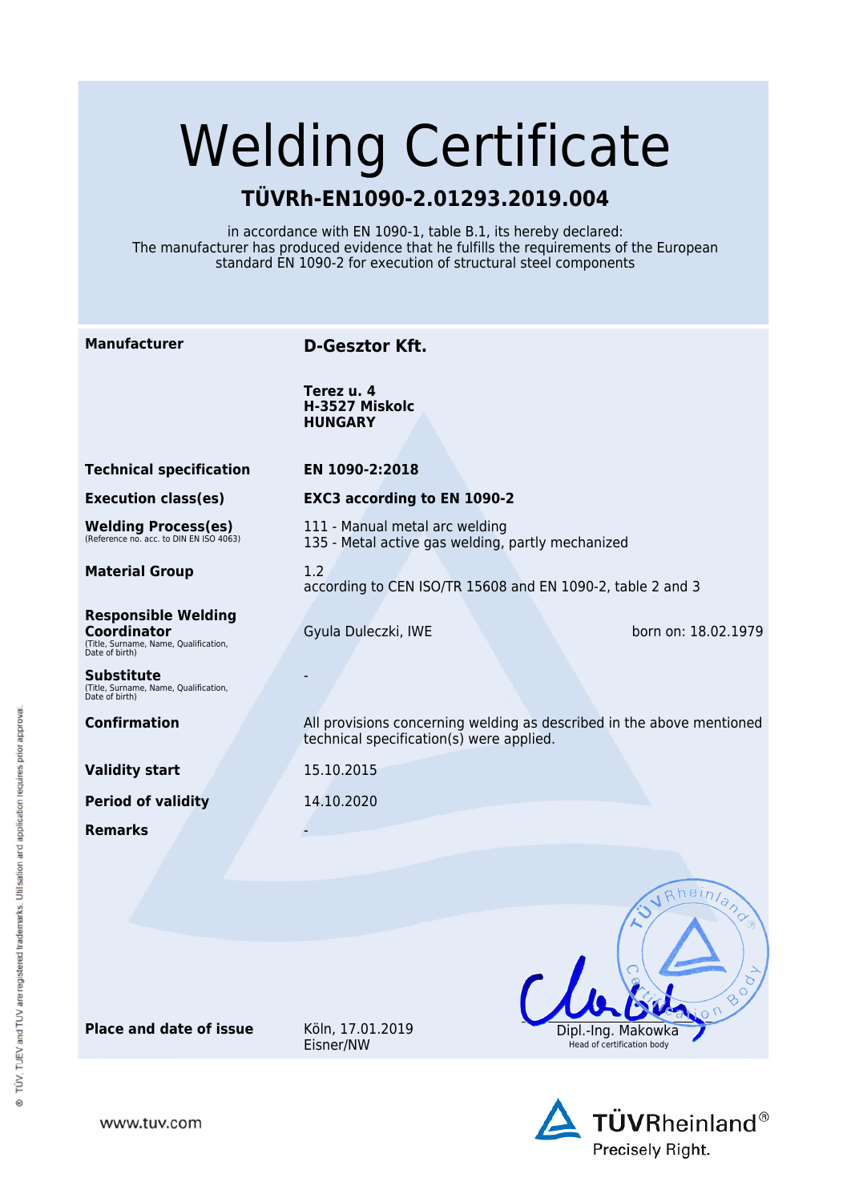# Welding Certificate

## TÜVRh-EN1090-2.01293.2019.004

in accordance with EN 1090-1, table B.1, its hereby declared:
The manufacturer has produced evidence that he fulfills the requirements of the European standard EN 1090-2 for execution of structural steel components

| | |
|---|---|
| **Manufacturer** | **D-Gesztor Kft.**<br><br>**Terez u. 4**<br>**H-3527 Miskolc**<br>**HUNGARY** |
| **Technical specification** | **EN 1090-2:2018** |
| **Execution class(es)** | **EXC3 according to EN 1090-2** |
| **Welding Process(es)**<br>(Reference no. acc. to DIN EN ISO 4063) | 111 - Manual metal arc welding<br>135 - Metal active gas welding, partly mechanized |
| **Material Group** | 1.2<br>according to CEN ISO/TR 15608 and EN 1090-2, table 2 and 3 |
| **Responsible Welding Coordinator**<br>(Title, Surname, Name, Qualification, Date of birth) | Gyula Duleczki, IWE — born on: 18.02.1979 |
| **Substitute**<br>(Title, Surname, Name, Qualification, Date of birth) | - |
| **Confirmation** | All provisions concerning welding as described in the above mentioned technical specification(s) were applied. |
| **Validity start** | 15.10.2015 |
| **Period of validity** | 14.10.2020 |
| **Remarks** | - |

**Place and date of issue** Köln, 17.01.2019
Eisner/NW

Dipl.-Ing. Makowka
Head of certification body

www.tuv.com

TÜVRheinland®
Precisely Right.

® TÜV, TUEV and TUV are registered trademarks. Utilisation and application requires prior approval.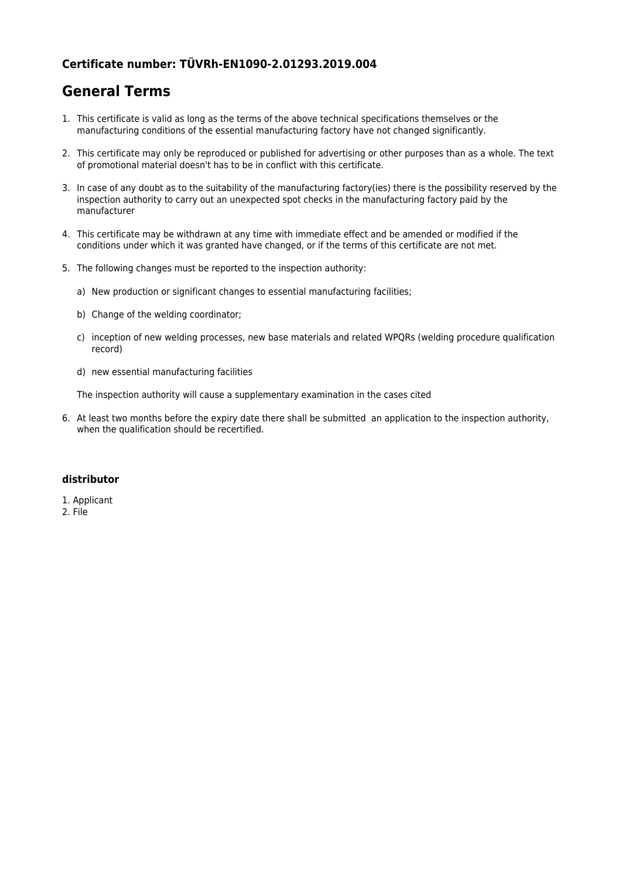### Certificate number: TÜVRh-EN1090-2.01293.2019.004

## General Terms

1. This certificate is valid as long as the terms of the above technical specifications themselves or the manufacturing conditions of the essential manufacturing factory have not changed significantly.

2. This certificate may only be reproduced or published for advertising or other purposes than as a whole. The text of promotional material doesn't has to be in conflict with this certificate.

3. In case of any doubt as to the suitability of the manufacturing factory(ies) there is the possibility reserved by the inspection authority to carry out an unexpected spot checks in the manufacturing factory paid by the manufacturer

4. This certificate may be withdrawn at any time with immediate effect and be amended or modified if the conditions under which it was granted have changed, or if the terms of this certificate are not met.

5. The following changes must be reported to the inspection authority:

   a) New production or significant changes to essential manufacturing facilities;

   b) Change of the welding coordinator;

   c) inception of new welding processes, new base materials and related WPQRs (welding procedure qualification record)

   d) new essential manufacturing facilities

   The inspection authority will cause a supplementary examination in the cases cited

6. At least two months before the expiry date there shall be submitted an application to the inspection authority, when the qualification should be recertified.

### distributor

1. Applicant
2. File